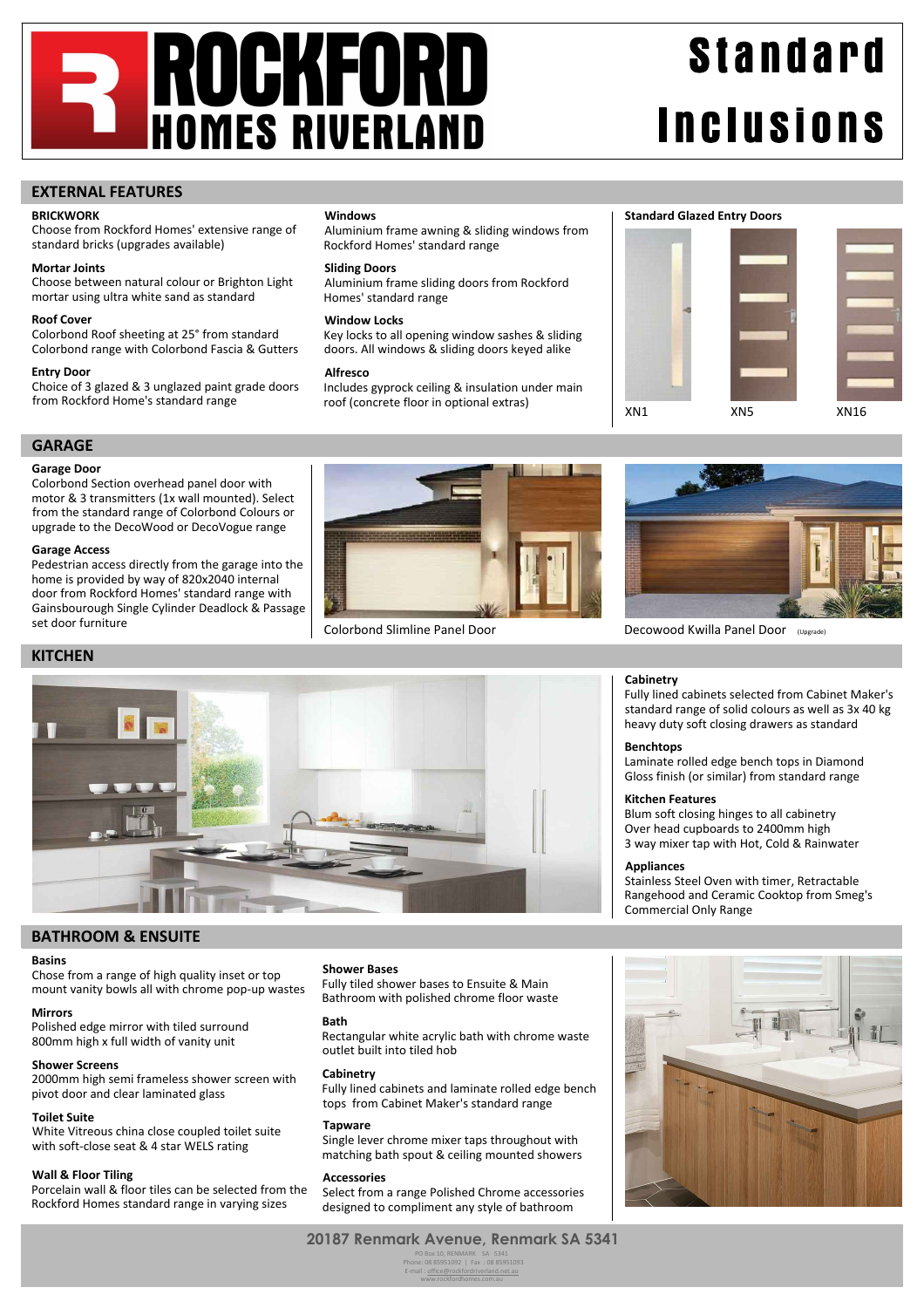# ROCKFORD HOMES RIVERLAND

# Standard Inclusions

## EXTERNAL FEATURES

**BRICKWORK**
Choose from Rockford Homes' extensive range of standard bricks (upgrades available)

**Mortar Joints**
Choose between natural colour or Brighton Light mortar using ultra white sand as standard

**Roof Cover**
Colorbond Roof sheeting at 25° from standard Colorbond range with Colorbond Fascia & Gutters

**Entry Door**
Choice of 3 glazed & 3 unglazed paint grade doors from Rockford Home's standard range

**Windows**
Aluminium frame awning & sliding windows from Rockford Homes' standard range

**Sliding Doors**
Aluminium frame sliding doors from Rockford Homes' standard range

**Window Locks**
Key locks to all opening window sashes & sliding doors. All windows & sliding doors keyed alike

**Alfresco**
Includes gyprock ceiling & insulation under main roof (concrete floor in optional extras)

**Standard Glazed Entry Doors**

XN1 XN5 XN16

## GARAGE

**Garage Door**
Colorbond Section overhead panel door with motor & 3 transmitters (1x wall mounted). Select from the standard range of Colorbond Colours or upgrade to the DecoWood or DecoVogue range

**Garage Access**
Pedestrian access directly from the garage into the home is provided by way of 820x2040 internal door from Rockford Homes' standard range with Gainsbourough Single Cylinder Deadlock & Passage set door furniture

Colorbond Slimline Panel Door

Decowood Kwilla Panel Door (Upgrade)

## KITCHEN

**Cabinetry**
Fully lined cabinets selected from Cabinet Maker's standard range of solid colours as well as 3x 40 kg heavy duty soft closing drawers as standard

**Benchtops**
Laminate rolled edge bench tops in Diamond Gloss finish (or similar) from standard range

**Kitchen Features**
Blum soft closing hinges to all cabinetry
Over head cupboards to 2400mm high
3 way mixer tap with Hot, Cold & Rainwater

**Appliances**
Stainless Steel Oven with timer, Retractable Rangehood and Ceramic Cooktop from Smeg's Commercial Only Range

## BATHROOM & ENSUITE

**Basins**
Chose from a range of high quality inset or top mount vanity bowls all with chrome pop-up wastes

**Mirrors**
Polished edge mirror with tiled surround 800mm high x full width of vanity unit

**Shower Screens**
2000mm high semi frameless shower screen with pivot door and clear laminated glass

**Toilet Suite**
White Vitreous china close coupled toilet suite with soft-close seat & 4 star WELS rating

**Wall & Floor Tiling**
Porcelain wall & floor tiles can be selected from the Rockford Homes standard range in varying sizes

**Shower Bases**
Fully tiled shower bases to Ensuite & Main Bathroom with polished chrome floor waste

**Bath**
Rectangular white acrylic bath with chrome waste outlet built into tiled hob

**Cabinetry**
Fully lined cabinets and laminate rolled edge bench tops from Cabinet Maker's standard range

**Tapware**
Single lever chrome mixer taps throughout with matching bath spout & ceiling mounted showers

**Accessories**
Select from a range Polished Chrome accessories designed to compliment any style of bathroom

**20187 Renmark Avenue, Renmark SA 5341**

PO Box 10, RENMARK SA 5341
Phone: 08 85951092 | Fax : 08 85951093
E-mail : office@rockfordriverland.net.au
www.rockfordhomes.com.au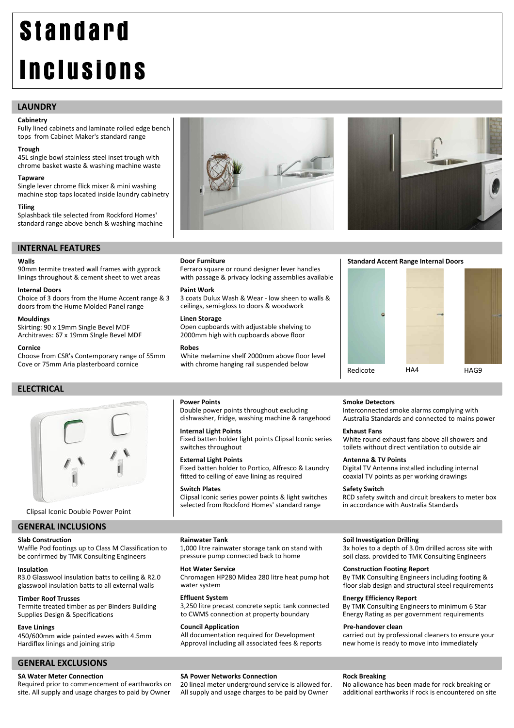# Standard Inclusions

## LAUNDRY

**Cabinetry**
Fully lined cabinets and laminate rolled edge bench tops from Cabinet Maker's standard range

**Trough**
45L single bowl stainless steel inset trough with chrome basket waste & washing machine waste

**Tapware**
Single lever chrome flick mixer & mini washing machine stop taps located inside laundry cabinetry

**Tiling**
Splashback tile selected from Rockford Homes' standard range above bench & washing machine

## INTERNAL FEATURES

**Walls**
90mm termite treated wall frames with gyprock linings throughout & cement sheet to wet areas

**Internal Doors**
Choice of 3 doors from the Hume Accent range & 3 doors from the Hume Molded Panel range

**Mouldings**
Skirting: 90 x 19mm Single Bevel MDF
Architraves: 67 x 19mm SIngle Bevel MDF

**Cornice**
Choose from CSR's Contemporary range of 55mm Cove or 75mm Aria plasterboard cornice

**Door Furniture**
Ferraro square or round designer lever handles with passage & privacy locking assemblies available

**Paint Work**
3 coats Dulux Wash & Wear - low sheen to walls & ceilings, semi-gloss to doors & woodwork

**Linen Storage**
Open cupboards with adjustable shelving to 2000mm high with cupboards above floor

**Robes**
White melamine shelf 2000mm above floor level with chrome hanging rail suspended below

**Standard Accent Range Internal Doors**

Redicote HA4 HAG9

## ELECTRICAL

Clipsal Iconic Double Power Point

**Power Points**
Double power points throughout excluding dishwasher, fridge, washing machine & rangehood

**Internal Light Points**
Fixed batten holder light points Clipsal Iconic series switches throughout

**External Light Points**
Fixed batten holder to Portico, Alfresco & Laundry fitted to ceiling of eave lining as required

**Switch Plates**
Clipsal Iconic series power points & light switches selected from Rockford Homes' standard range

**Smoke Detectors**
Interconnected smoke alarms complying with Australia Standards and connected to mains power

**Exhaust Fans**
White round exhaust fans above all showers and toilets without direct ventilation to outside air

**Antenna & TV Points**
Digital TV Antenna installed including internal coaxial TV points as per working drawings

**Safety Switch**
RCD safety switch and circuit breakers to meter box in accordance with Australia Standards

## GENERAL INCLUSIONS

**Slab Construction**
Waffle Pod footings up to Class M Classification to be confirmed by TMK Consulting Engineers

**Insulation**
R3.0 Glasswool insulation batts to ceiling & R2.0 glasswool insulation batts to all external walls

**Timber Roof Trusses**
Termite treated timber as per Binders Building Supplies Design & Specifications

**Eave Linings**
450/600mm wide painted eaves with 4.5mm Hardiflex linings and joining strip

**Rainwater Tank**
1,000 litre rainwater storage tank on stand with pressure pump connected back to home

**Hot Water Service**
Chromagen HP280 Midea 280 litre heat pump hot water system

**Effluent System**
3,250 litre precast concrete septic tank connected to CWMS connection at property boundary

**Council Application**
All documentation required for Development Approval including all associated fees & reports

**Soil Investigation Drilling**
3x holes to a depth of 3.0m drilled across site with soil class. provided to TMK Consulting Engineers

**Construction Footing Report**
By TMK Consulting Engineers including footing & floor slab design and structural steel requirements

**Energy Efficiency Report**
By TMK Consulting Engineers to minimum 6 Star Energy Rating as per government requirements

**Pre-handover clean**
carried out by professional cleaners to ensure your new home is ready to move into immediately

## GENERAL EXCLUSIONS

**SA Water Meter Connection**
Required prior to commencement of earthworks on site. All supply and usage charges to paid by Owner

**SA Power Networks Connection**
20 lineal meter underground service is allowed for. All supply and usage charges to be paid by Owner

**Rock Breaking**
No allowance has been made for rock breaking or additional earthworks if rock is encountered on site